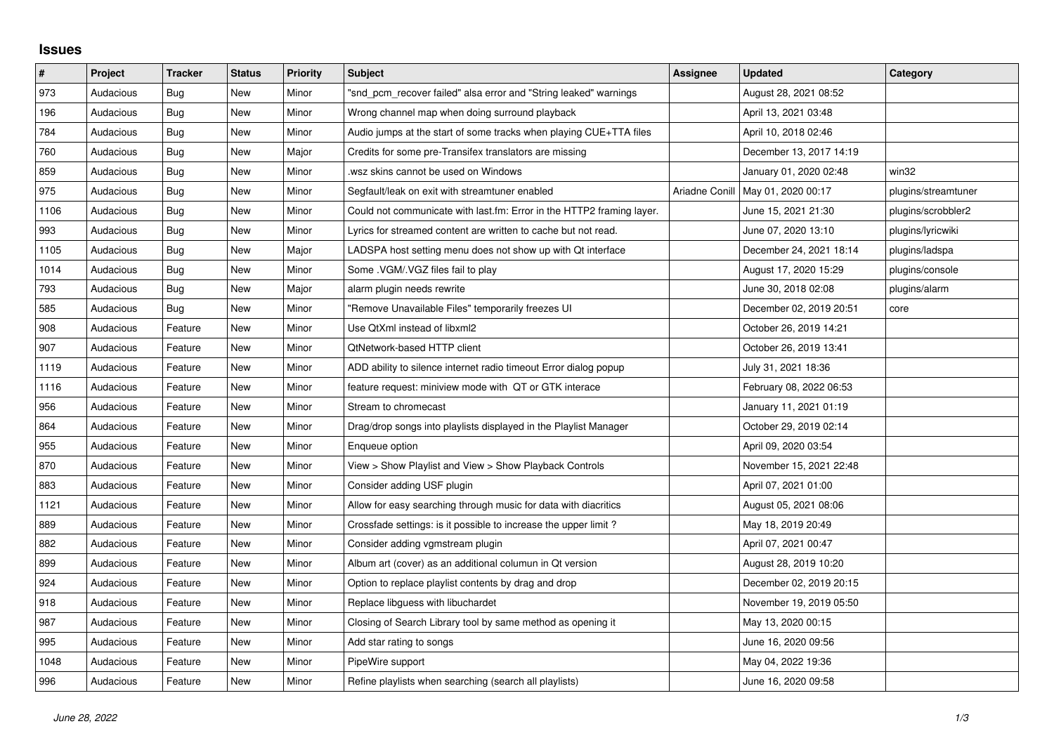# Issues

| # | Project | Tracker | Status | Priority | Subject | Assignee | Updated | Category |
|---|---|---|---|---|---|---|---|---|
| 973 | Audacious | Bug | New | Minor | "snd_pcm_recover failed" alsa error and "String leaked" warnings | | August 28, 2021 08:52 | |
| 196 | Audacious | Bug | New | Minor | Wrong channel map when doing surround playback | | April 13, 2021 03:48 | |
| 784 | Audacious | Bug | New | Minor | Audio jumps at the start of some tracks when playing CUE+TTA files | | April 10, 2018 02:46 | |
| 760 | Audacious | Bug | New | Major | Credits for some pre-Transifex translators are missing | | December 13, 2017 14:19 | |
| 859 | Audacious | Bug | New | Minor | .wsz skins cannot be used on Windows | | January 01, 2020 02:48 | win32 |
| 975 | Audacious | Bug | New | Minor | Segfault/leak on exit with streamtuner enabled | Ariadne Conill | May 01, 2020 00:17 | plugins/streamtuner |
| 1106 | Audacious | Bug | New | Minor | Could not communicate with last.fm: Error in the HTTP2 framing layer. | | June 15, 2021 21:30 | plugins/scrobbler2 |
| 993 | Audacious | Bug | New | Minor | Lyrics for streamed content are written to cache but not read. | | June 07, 2020 13:10 | plugins/lyricwiki |
| 1105 | Audacious | Bug | New | Major | LADSPA host setting menu does not show up with Qt interface | | December 24, 2021 18:14 | plugins/ladspa |
| 1014 | Audacious | Bug | New | Minor | Some .VGM/.VGZ files fail to play | | August 17, 2020 15:29 | plugins/console |
| 793 | Audacious | Bug | New | Major | alarm plugin needs rewrite | | June 30, 2018 02:08 | plugins/alarm |
| 585 | Audacious | Bug | New | Minor | "Remove Unavailable Files" temporarily freezes UI | | December 02, 2019 20:51 | core |
| 908 | Audacious | Feature | New | Minor | Use QtXml instead of libxml2 | | October 26, 2019 14:21 | |
| 907 | Audacious | Feature | New | Minor | QtNetwork-based HTTP client | | October 26, 2019 13:41 | |
| 1119 | Audacious | Feature | New | Minor | ADD ability to silence internet radio timeout Error dialog popup | | July 31, 2021 18:36 | |
| 1116 | Audacious | Feature | New | Minor | feature request: miniview mode with QT or GTK interace | | February 08, 2022 06:53 | |
| 956 | Audacious | Feature | New | Minor | Stream to chromecast | | January 11, 2021 01:19 | |
| 864 | Audacious | Feature | New | Minor | Drag/drop songs into playlists displayed in the Playlist Manager | | October 29, 2019 02:14 | |
| 955 | Audacious | Feature | New | Minor | Enqueue option | | April 09, 2020 03:54 | |
| 870 | Audacious | Feature | New | Minor | View > Show Playlist and View > Show Playback Controls | | November 15, 2021 22:48 | |
| 883 | Audacious | Feature | New | Minor | Consider adding USF plugin | | April 07, 2021 01:00 | |
| 1121 | Audacious | Feature | New | Minor | Allow for easy searching through music for data with diacritics | | August 05, 2021 08:06 | |
| 889 | Audacious | Feature | New | Minor | Crossfade settings: is it possible to increase the upper limit ? | | May 18, 2019 20:49 | |
| 882 | Audacious | Feature | New | Minor | Consider adding vgmstream plugin | | April 07, 2021 00:47 | |
| 899 | Audacious | Feature | New | Minor | Album art (cover) as an additional columun in Qt version | | August 28, 2019 10:20 | |
| 924 | Audacious | Feature | New | Minor | Option to replace playlist contents by drag and drop | | December 02, 2019 20:15 | |
| 918 | Audacious | Feature | New | Minor | Replace libguess with libuchardet | | November 19, 2019 05:50 | |
| 987 | Audacious | Feature | New | Minor | Closing of Search Library tool by same method as opening it | | May 13, 2020 00:15 | |
| 995 | Audacious | Feature | New | Minor | Add star rating to songs | | June 16, 2020 09:56 | |
| 1048 | Audacious | Feature | New | Minor | PipeWire support | | May 04, 2022 19:36 | |
| 996 | Audacious | Feature | New | Minor | Refine playlists when searching (search all playlists) | | June 16, 2020 09:58 | |

*June 28, 2022*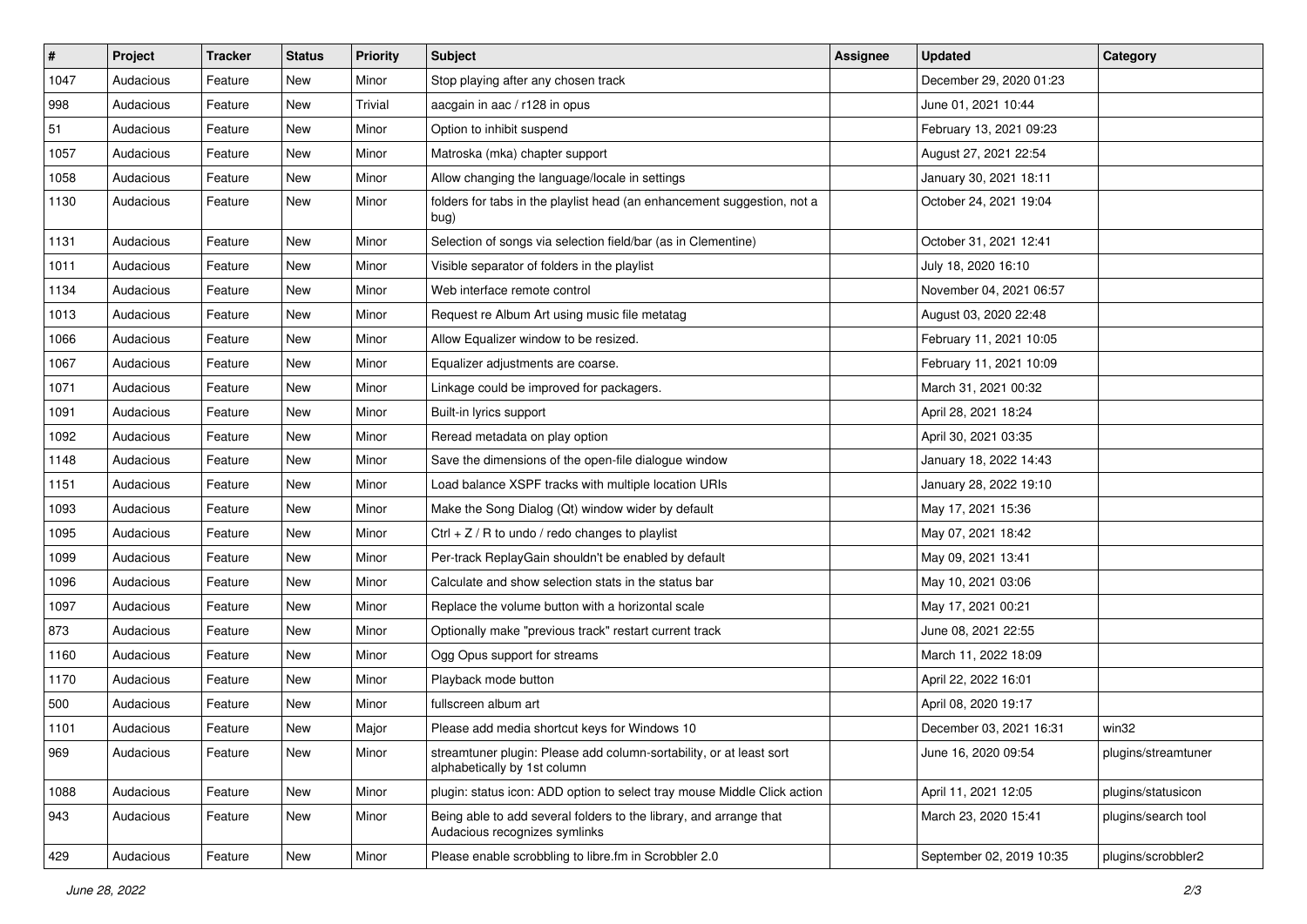| # | Project | Tracker | Status | Priority | Subject | Assignee | Updated | Category |
|---|---|---|---|---|---|---|---|---|
| 1047 | Audacious | Feature | New | Minor | Stop playing after any chosen track | | December 29, 2020 01:23 | |
| 998 | Audacious | Feature | New | Trivial | aacgain in aac / r128 in opus | | June 01, 2021 10:44 | |
| 51 | Audacious | Feature | New | Minor | Option to inhibit suspend | | February 13, 2021 09:23 | |
| 1057 | Audacious | Feature | New | Minor | Matroska (mka) chapter support | | August 27, 2021 22:54 | |
| 1058 | Audacious | Feature | New | Minor | Allow changing the language/locale in settings | | January 30, 2021 18:11 | |
| 1130 | Audacious | Feature | New | Minor | folders for tabs in the playlist head (an enhancement suggestion, not a bug) | | October 24, 2021 19:04 | |
| 1131 | Audacious | Feature | New | Minor | Selection of songs via selection field/bar (as in Clementine) | | October 31, 2021 12:41 | |
| 1011 | Audacious | Feature | New | Minor | Visible separator of folders in the playlist | | July 18, 2020 16:10 | |
| 1134 | Audacious | Feature | New | Minor | Web interface remote control | | November 04, 2021 06:57 | |
| 1013 | Audacious | Feature | New | Minor | Request re Album Art using music file metatag | | August 03, 2020 22:48 | |
| 1066 | Audacious | Feature | New | Minor | Allow Equalizer window to be resized. | | February 11, 2021 10:05 | |
| 1067 | Audacious | Feature | New | Minor | Equalizer adjustments are coarse. | | February 11, 2021 10:09 | |
| 1071 | Audacious | Feature | New | Minor | Linkage could be improved for packagers. | | March 31, 2021 00:32 | |
| 1091 | Audacious | Feature | New | Minor | Built-in lyrics support | | April 28, 2021 18:24 | |
| 1092 | Audacious | Feature | New | Minor | Reread metadata on play option | | April 30, 2021 03:35 | |
| 1148 | Audacious | Feature | New | Minor | Save the dimensions of the open-file dialogue window | | January 18, 2022 14:43 | |
| 1151 | Audacious | Feature | New | Minor | Load balance XSPF tracks with multiple location URIs | | January 28, 2022 19:10 | |
| 1093 | Audacious | Feature | New | Minor | Make the Song Dialog (Qt) window wider by default | | May 17, 2021 15:36 | |
| 1095 | Audacious | Feature | New | Minor | Ctrl + Z / R to undo / redo changes to playlist | | May 07, 2021 18:42 | |
| 1099 | Audacious | Feature | New | Minor | Per-track ReplayGain shouldn't be enabled by default | | May 09, 2021 13:41 | |
| 1096 | Audacious | Feature | New | Minor | Calculate and show selection stats in the status bar | | May 10, 2021 03:06 | |
| 1097 | Audacious | Feature | New | Minor | Replace the volume button with a horizontal scale | | May 17, 2021 00:21 | |
| 873 | Audacious | Feature | New | Minor | Optionally make "previous track" restart current track | | June 08, 2021 22:55 | |
| 1160 | Audacious | Feature | New | Minor | Ogg Opus support for streams | | March 11, 2022 18:09 | |
| 1170 | Audacious | Feature | New | Minor | Playback mode button | | April 22, 2022 16:01 | |
| 500 | Audacious | Feature | New | Minor | fullscreen album art | | April 08, 2020 19:17 | |
| 1101 | Audacious | Feature | New | Major | Please add media shortcut keys for Windows 10 | | December 03, 2021 16:31 | win32 |
| 969 | Audacious | Feature | New | Minor | streamtuner plugin: Please add column-sortability, or at least sort alphabetically by 1st column | | June 16, 2020 09:54 | plugins/streamtuner |
| 1088 | Audacious | Feature | New | Minor | plugin: status icon: ADD option to select tray mouse Middle Click action | | April 11, 2021 12:05 | plugins/statusicon |
| 943 | Audacious | Feature | New | Minor | Being able to add several folders to the library, and arrange that Audacious recognizes symlinks | | March 23, 2020 15:41 | plugins/search tool |
| 429 | Audacious | Feature | New | Minor | Please enable scrobbling to libre.fm in Scrobbler 2.0 | | September 02, 2019 10:35 | plugins/scrobbler2 |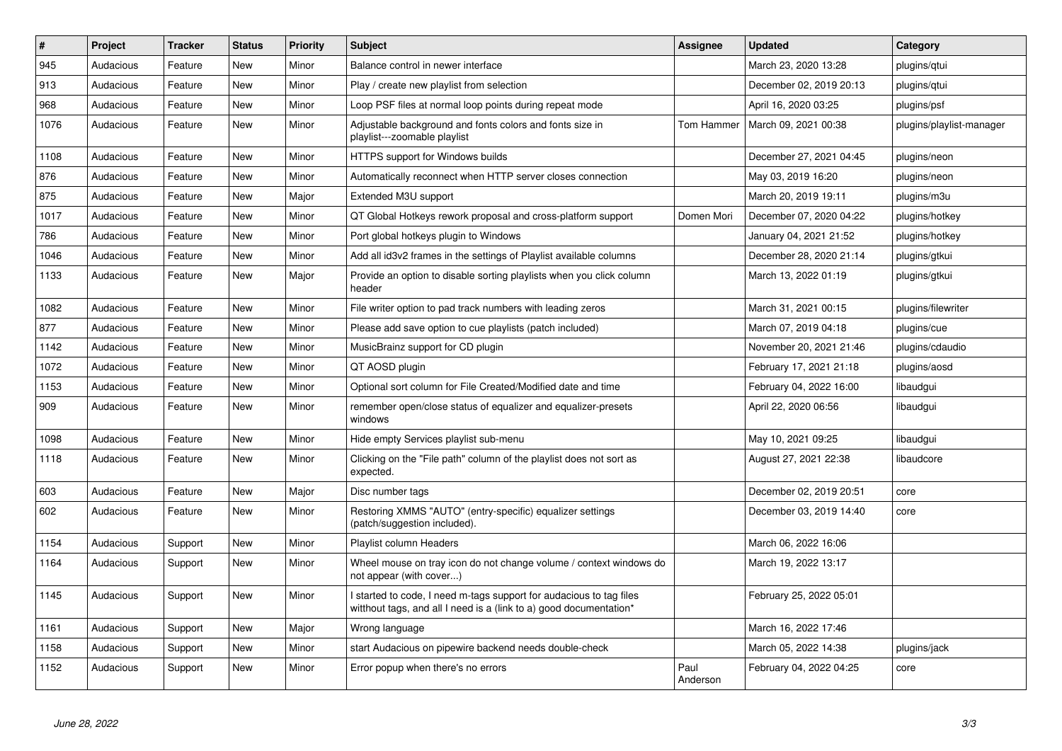| # | Project | Tracker | Status | Priority | Subject | Assignee | Updated | Category |
|---|---|---|---|---|---|---|---|---|
| 945 | Audacious | Feature | New | Minor | Balance control in newer interface | | March 23, 2020 13:28 | plugins/qtui |
| 913 | Audacious | Feature | New | Minor | Play / create new playlist from selection | | December 02, 2019 20:13 | plugins/qtui |
| 968 | Audacious | Feature | New | Minor | Loop PSF files at normal loop points during repeat mode | | April 16, 2020 03:25 | plugins/psf |
| 1076 | Audacious | Feature | New | Minor | Adjustable background and fonts colors and fonts size in playlist---zoomable playlist | Tom Hammer | March 09, 2021 00:38 | plugins/playlist-manager |
| 1108 | Audacious | Feature | New | Minor | HTTPS support for Windows builds | | December 27, 2021 04:45 | plugins/neon |
| 876 | Audacious | Feature | New | Minor | Automatically reconnect when HTTP server closes connection | | May 03, 2019 16:20 | plugins/neon |
| 875 | Audacious | Feature | New | Major | Extended M3U support | | March 20, 2019 19:11 | plugins/m3u |
| 1017 | Audacious | Feature | New | Minor | QT Global Hotkeys rework proposal and cross-platform support | Domen Mori | December 07, 2020 04:22 | plugins/hotkey |
| 786 | Audacious | Feature | New | Minor | Port global hotkeys plugin to Windows | | January 04, 2021 21:52 | plugins/hotkey |
| 1046 | Audacious | Feature | New | Minor | Add all id3v2 frames in the settings of Playlist available columns | | December 28, 2020 21:14 | plugins/gtkui |
| 1133 | Audacious | Feature | New | Major | Provide an option to disable sorting playlists when you click column header | | March 13, 2022 01:19 | plugins/gtkui |
| 1082 | Audacious | Feature | New | Minor | File writer option to pad track numbers with leading zeros | | March 31, 2021 00:15 | plugins/filewriter |
| 877 | Audacious | Feature | New | Minor | Please add save option to cue playlists (patch included) | | March 07, 2019 04:18 | plugins/cue |
| 1142 | Audacious | Feature | New | Minor | MusicBrainz support for CD plugin | | November 20, 2021 21:46 | plugins/cdaudio |
| 1072 | Audacious | Feature | New | Minor | QT AOSD plugin | | February 17, 2021 21:18 | plugins/aosd |
| 1153 | Audacious | Feature | New | Minor | Optional sort column for File Created/Modified date and time | | February 04, 2022 16:00 | libaudgui |
| 909 | Audacious | Feature | New | Minor | remember open/close status of equalizer and equalizer-presets windows | | April 22, 2020 06:56 | libaudgui |
| 1098 | Audacious | Feature | New | Minor | Hide empty Services playlist sub-menu | | May 10, 2021 09:25 | libaudgui |
| 1118 | Audacious | Feature | New | Minor | Clicking on the "File path" column of the playlist does not sort as expected. | | August 27, 2021 22:38 | libaudcore |
| 603 | Audacious | Feature | New | Major | Disc number tags | | December 02, 2019 20:51 | core |
| 602 | Audacious | Feature | New | Minor | Restoring XMMS "AUTO" (entry-specific) equalizer settings (patch/suggestion included). | | December 03, 2019 14:40 | core |
| 1154 | Audacious | Support | New | Minor | Playlist column Headers | | March 06, 2022 16:06 | |
| 1164 | Audacious | Support | New | Minor | Wheel mouse on tray icon do not change volume / context windows do not appear (with cover...) | | March 19, 2022 13:17 | |
| 1145 | Audacious | Support | New | Minor | I started to code, I need m-tags support for audacious to tag files witthout tags, and all I need is a (link to a) good documentation* | | February 25, 2022 05:01 | |
| 1161 | Audacious | Support | New | Major | Wrong language | | March 16, 2022 17:46 | |
| 1158 | Audacious | Support | New | Minor | start Audacious on pipewire backend needs double-check | | March 05, 2022 14:38 | plugins/jack |
| 1152 | Audacious | Support | New | Minor | Error popup when there's no errors | Paul Anderson | February 04, 2022 04:25 | core |

*June 28, 2022*